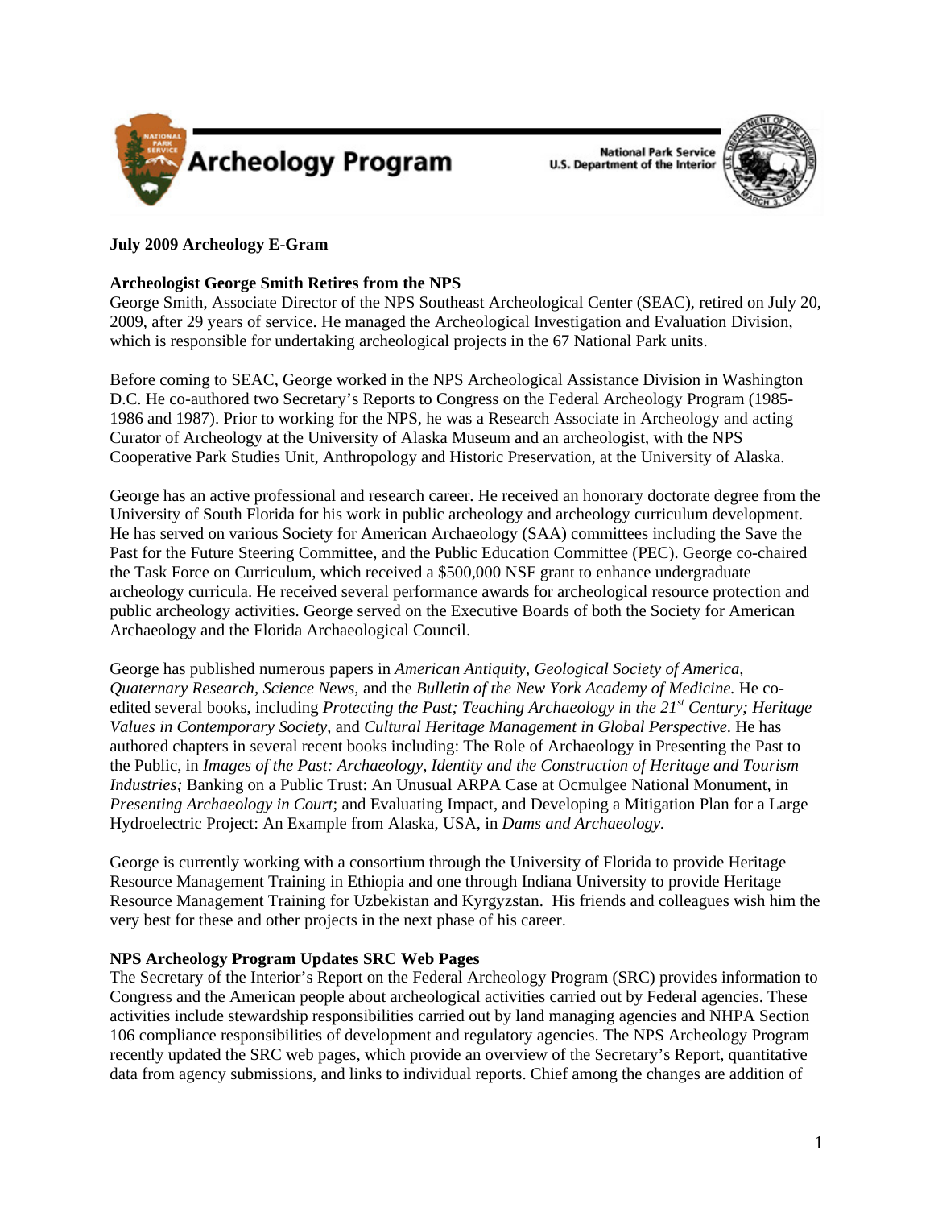# Archeology Program

National Park Service
U.S. Department of the Interior

**July 2009 Archeology E-Gram**

## Archeologist George Smith Retires from the NPS

George Smith, Associate Director of the NPS Southeast Archeological Center (SEAC), retired on July 20, 2009, after 29 years of service. He managed the Archeological Investigation and Evaluation Division, which is responsible for undertaking archeological projects in the 67 National Park units.

Before coming to SEAC, George worked in the NPS Archeological Assistance Division in Washington D.C. He co-authored two Secretary's Reports to Congress on the Federal Archeology Program (1985-1986 and 1987). Prior to working for the NPS, he was a Research Associate in Archeology and acting Curator of Archeology at the University of Alaska Museum and an archeologist, with the NPS Cooperative Park Studies Unit, Anthropology and Historic Preservation, at the University of Alaska.

George has an active professional and research career. He received an honorary doctorate degree from the University of South Florida for his work in public archeology and archeology curriculum development. He has served on various Society for American Archaeology (SAA) committees including the Save the Past for the Future Steering Committee, and the Public Education Committee (PEC). George co-chaired the Task Force on Curriculum, which received a $500,000 NSF grant to enhance undergraduate archeology curricula. He received several performance awards for archeological resource protection and public archeology activities. George served on the Executive Boards of both the Society for American Archaeology and the Florida Archaeological Council.

George has published numerous papers in *American Antiquity*, *Geological Society of America, Quaternary Research*, *Science News,* and the *Bulletin of the New York Academy of Medicine.* He co-edited several books, including *Protecting the Past; Teaching Archaeology in the 21st Century; Heritage Values in Contemporary Society*, and *Cultural Heritage Management in Global Perspective.* He has authored chapters in several recent books including: The Role of Archaeology in Presenting the Past to the Public, in *Images of the Past: Archaeology, Identity and the Construction of Heritage and Tourism Industries;* Banking on a Public Trust: An Unusual ARPA Case at Ocmulgee National Monument, in *Presenting Archaeology in Court*; and Evaluating Impact, and Developing a Mitigation Plan for a Large Hydroelectric Project: An Example from Alaska, USA, in *Dams and Archaeology.*

George is currently working with a consortium through the University of Florida to provide Heritage Resource Management Training in Ethiopia and one through Indiana University to provide Heritage Resource Management Training for Uzbekistan and Kyrgyzstan. His friends and colleagues wish him the very best for these and other projects in the next phase of his career.

## NPS Archeology Program Updates SRC Web Pages

The Secretary of the Interior's Report on the Federal Archeology Program (SRC) provides information to Congress and the American people about archeological activities carried out by Federal agencies. These activities include stewardship responsibilities carried out by land managing agencies and NHPA Section 106 compliance responsibilities of development and regulatory agencies. The NPS Archeology Program recently updated the SRC web pages, which provide an overview of the Secretary's Report, quantitative data from agency submissions, and links to individual reports. Chief among the changes are addition of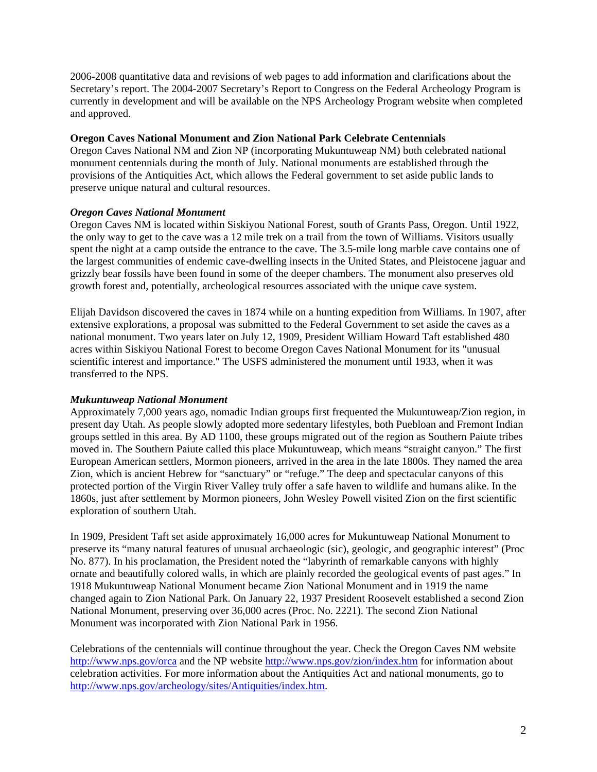2006-2008 quantitative data and revisions of web pages to add information and clarifications about the Secretary's report. The 2004-2007 Secretary's Report to Congress on the Federal Archeology Program is currently in development and will be available on the NPS Archeology Program website when completed and approved.

**Oregon Caves National Monument and Zion National Park Celebrate Centennials**

Oregon Caves National NM and Zion NP (incorporating Mukuntuweap NM) both celebrated national monument centennials during the month of July. National monuments are established through the provisions of the Antiquities Act, which allows the Federal government to set aside public lands to preserve unique natural and cultural resources.

***Oregon Caves National Monument***

Oregon Caves NM is located within Siskiyou National Forest, south of Grants Pass, Oregon. Until 1922, the only way to get to the cave was a 12 mile trek on a trail from the town of Williams. Visitors usually spent the night at a camp outside the entrance to the cave. The 3.5-mile long marble cave contains one of the largest communities of endemic cave-dwelling insects in the United States, and Pleistocene jaguar and grizzly bear fossils have been found in some of the deeper chambers. The monument also preserves old growth forest and, potentially, archeological resources associated with the unique cave system.

Elijah Davidson discovered the caves in 1874 while on a hunting expedition from Williams. In 1907, after extensive explorations, a proposal was submitted to the Federal Government to set aside the caves as a national monument. Two years later on July 12, 1909, President William Howard Taft established 480 acres within Siskiyou National Forest to become Oregon Caves National Monument for its "unusual scientific interest and importance." The USFS administered the monument until 1933, when it was transferred to the NPS.

***Mukuntuweap National Monument***

Approximately 7,000 years ago, nomadic Indian groups first frequented the Mukuntuweap/Zion region, in present day Utah. As people slowly adopted more sedentary lifestyles, both Puebloan and Fremont Indian groups settled in this area. By AD 1100, these groups migrated out of the region as Southern Paiute tribes moved in. The Southern Paiute called this place Mukuntuweap, which means "straight canyon." The first European American settlers, Mormon pioneers, arrived in the area in the late 1800s. They named the area Zion, which is ancient Hebrew for "sanctuary" or "refuge." The deep and spectacular canyons of this protected portion of the Virgin River Valley truly offer a safe haven to wildlife and humans alike. In the 1860s, just after settlement by Mormon pioneers, John Wesley Powell visited Zion on the first scientific exploration of southern Utah.

In 1909, President Taft set aside approximately 16,000 acres for Mukuntuweap National Monument to preserve its "many natural features of unusual archaeologic (sic), geologic, and geographic interest" (Proc No. 877). In his proclamation, the President noted the "labyrinth of remarkable canyons with highly ornate and beautifully colored walls, in which are plainly recorded the geological events of past ages." In 1918 Mukuntuweap National Monument became Zion National Monument and in 1919 the name changed again to Zion National Park. On January 22, 1937 President Roosevelt established a second Zion National Monument, preserving over 36,000 acres (Proc. No. 2221). The second Zion National Monument was incorporated with Zion National Park in 1956.

Celebrations of the centennials will continue throughout the year. Check the Oregon Caves NM website http://www.nps.gov/orca and the NP website http://www.nps.gov/zion/index.htm for information about celebration activities. For more information about the Antiquities Act and national monuments, go to http://www.nps.gov/archeology/sites/Antiquities/index.htm.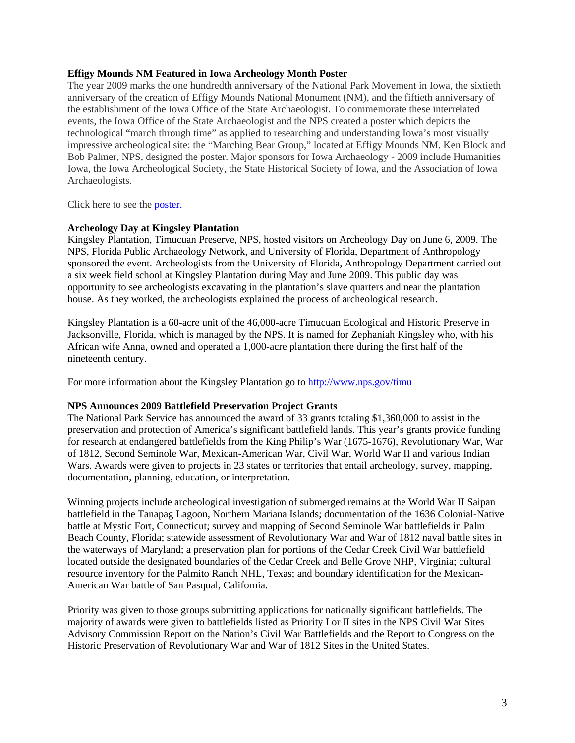**Effigy Mounds NM Featured in Iowa Archeology Month Poster**

The year 2009 marks the one hundredth anniversary of the National Park Movement in Iowa, the sixtieth anniversary of the creation of Effigy Mounds National Monument (NM), and the fiftieth anniversary of the establishment of the Iowa Office of the State Archaeologist. To commemorate these interrelated events, the Iowa Office of the State Archaeologist and the NPS created a poster which depicts the technological "march through time" as applied to researching and understanding Iowa's most visually impressive archeological site: the "Marching Bear Group," located at Effigy Mounds NM. Ken Block and Bob Palmer, NPS, designed the poster. Major sponsors for Iowa Archaeology - 2009 include Humanities Iowa, the Iowa Archeological Society, the State Historical Society of Iowa, and the Association of Iowa Archaeologists.

Click here to see the poster.

**Archeology Day at Kingsley Plantation**

Kingsley Plantation, Timucuan Preserve, NPS, hosted visitors on Archeology Day on June 6, 2009. The NPS, Florida Public Archaeology Network, and University of Florida, Department of Anthropology sponsored the event. Archeologists from the University of Florida, Anthropology Department carried out a six week field school at Kingsley Plantation during May and June 2009. This public day was opportunity to see archeologists excavating in the plantation's slave quarters and near the plantation house. As they worked, the archeologists explained the process of archeological research.

Kingsley Plantation is a 60-acre unit of the 46,000-acre Timucuan Ecological and Historic Preserve in Jacksonville, Florida, which is managed by the NPS. It is named for Zephaniah Kingsley who, with his African wife Anna, owned and operated a 1,000-acre plantation there during the first half of the nineteenth century.

For more information about the Kingsley Plantation go to http://www.nps.gov/timu

**NPS Announces 2009 Battlefield Preservation Project Grants**

The National Park Service has announced the award of 33 grants totaling $1,360,000 to assist in the preservation and protection of America's significant battlefield lands. This year's grants provide funding for research at endangered battlefields from the King Philip's War (1675-1676), Revolutionary War, War of 1812, Second Seminole War, Mexican-American War, Civil War, World War II and various Indian Wars. Awards were given to projects in 23 states or territories that entail archeology, survey, mapping, documentation, planning, education, or interpretation.

Winning projects include archeological investigation of submerged remains at the World War II Saipan battlefield in the Tanapag Lagoon, Northern Mariana Islands; documentation of the 1636 Colonial-Native battle at Mystic Fort, Connecticut; survey and mapping of Second Seminole War battlefields in Palm Beach County, Florida; statewide assessment of Revolutionary War and War of 1812 naval battle sites in the waterways of Maryland; a preservation plan for portions of the Cedar Creek Civil War battlefield located outside the designated boundaries of the Cedar Creek and Belle Grove NHP, Virginia; cultural resource inventory for the Palmito Ranch NHL, Texas; and boundary identification for the Mexican-American War battle of San Pasqual, California.

Priority was given to those groups submitting applications for nationally significant battlefields. The majority of awards were given to battlefields listed as Priority I or II sites in the NPS Civil War Sites Advisory Commission Report on the Nation's Civil War Battlefields and the Report to Congress on the Historic Preservation of Revolutionary War and War of 1812 Sites in the United States.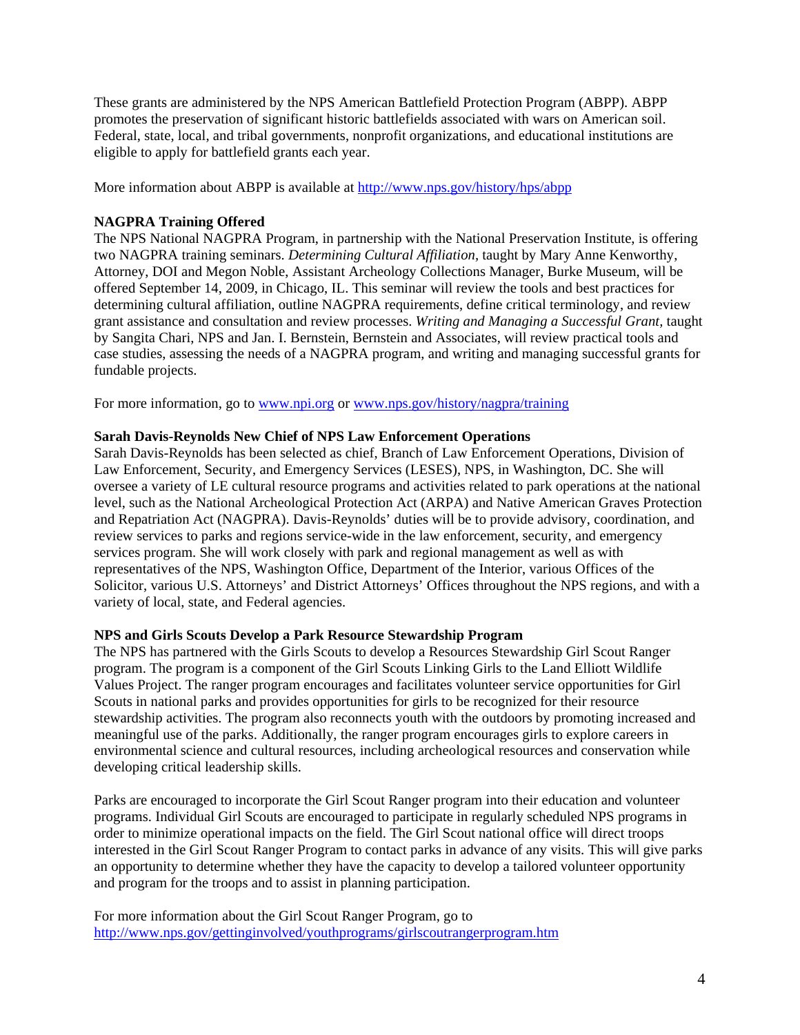These grants are administered by the NPS American Battlefield Protection Program (ABPP). ABPP promotes the preservation of significant historic battlefields associated with wars on American soil. Federal, state, local, and tribal governments, nonprofit organizations, and educational institutions are eligible to apply for battlefield grants each year.

More information about ABPP is available at http://www.nps.gov/history/hps/abpp

**NAGPRA Training Offered**

The NPS National NAGPRA Program, in partnership with the National Preservation Institute, is offering two NAGPRA training seminars. *Determining Cultural Affiliation,* taught by Mary Anne Kenworthy, Attorney, DOI and Megon Noble, Assistant Archeology Collections Manager, Burke Museum, will be offered September 14, 2009, in Chicago, IL. This seminar will review the tools and best practices for determining cultural affiliation, outline NAGPRA requirements, define critical terminology, and review grant assistance and consultation and review processes. *Writing and Managing a Successful Grant,* taught by Sangita Chari, NPS and Jan. I. Bernstein, Bernstein and Associates, will review practical tools and case studies, assessing the needs of a NAGPRA program, and writing and managing successful grants for fundable projects.

For more information, go to www.npi.org or www.nps.gov/history/nagpra/training

**Sarah Davis-Reynolds New Chief of NPS Law Enforcement Operations**

Sarah Davis-Reynolds has been selected as chief, Branch of Law Enforcement Operations, Division of Law Enforcement, Security, and Emergency Services (LESES), NPS, in Washington, DC. She will oversee a variety of LE cultural resource programs and activities related to park operations at the national level, such as the National Archeological Protection Act (ARPA) and Native American Graves Protection and Repatriation Act (NAGPRA). Davis-Reynolds' duties will be to provide advisory, coordination, and review services to parks and regions service-wide in the law enforcement, security, and emergency services program. She will work closely with park and regional management as well as with representatives of the NPS, Washington Office, Department of the Interior, various Offices of the Solicitor, various U.S. Attorneys' and District Attorneys' Offices throughout the NPS regions, and with a variety of local, state, and Federal agencies.

**NPS and Girls Scouts Develop a Park Resource Stewardship Program**

The NPS has partnered with the Girls Scouts to develop a Resources Stewardship Girl Scout Ranger program. The program is a component of the Girl Scouts Linking Girls to the Land Elliott Wildlife Values Project. The ranger program encourages and facilitates volunteer service opportunities for Girl Scouts in national parks and provides opportunities for girls to be recognized for their resource stewardship activities. The program also reconnects youth with the outdoors by promoting increased and meaningful use of the parks. Additionally, the ranger program encourages girls to explore careers in environmental science and cultural resources, including archeological resources and conservation while developing critical leadership skills.

Parks are encouraged to incorporate the Girl Scout Ranger program into their education and volunteer programs. Individual Girl Scouts are encouraged to participate in regularly scheduled NPS programs in order to minimize operational impacts on the field. The Girl Scout national office will direct troops interested in the Girl Scout Ranger Program to contact parks in advance of any visits. This will give parks an opportunity to determine whether they have the capacity to develop a tailored volunteer opportunity and program for the troops and to assist in planning participation.

For more information about the Girl Scout Ranger Program, go to http://www.nps.gov/gettinginvolved/youthprograms/girlscoutrangerprogram.htm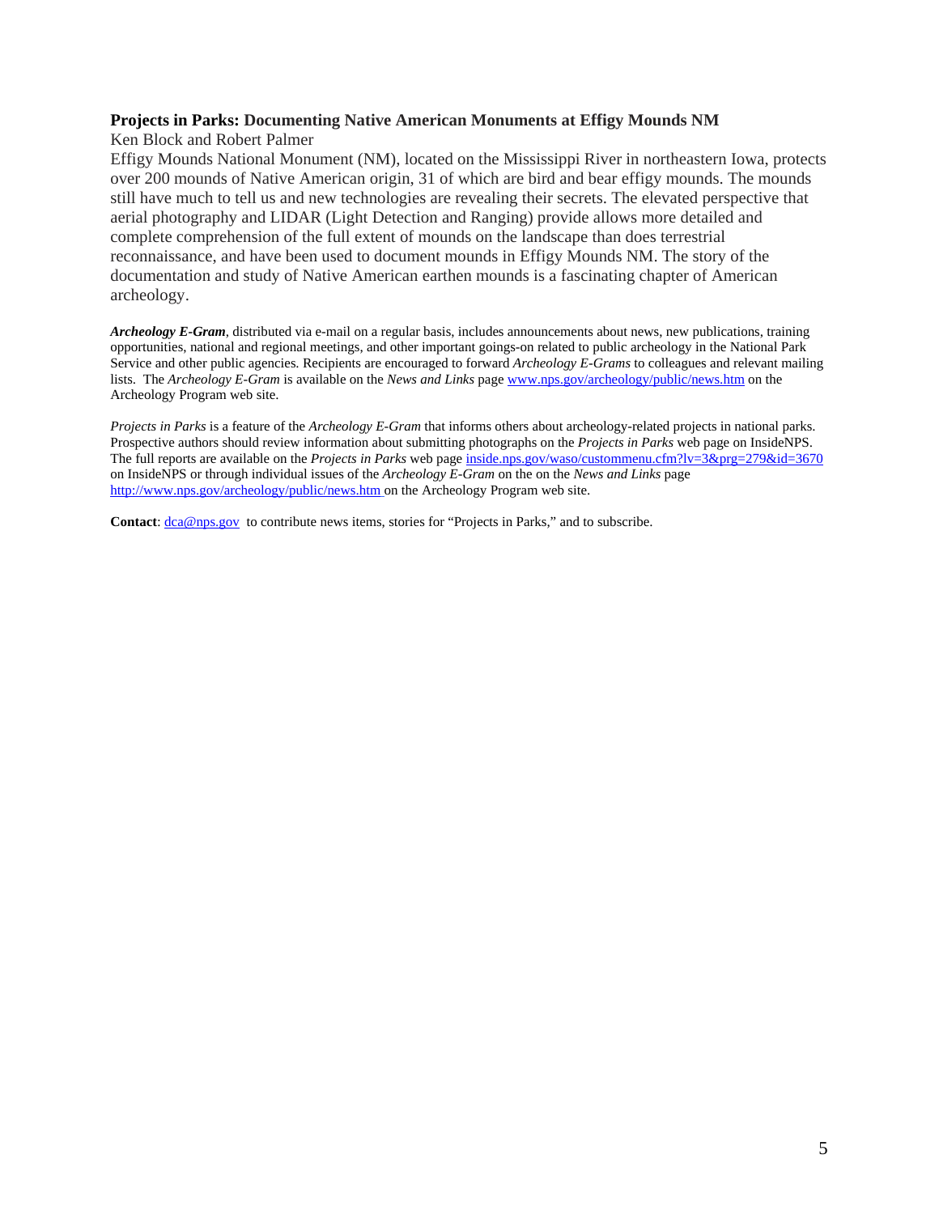**Projects in Parks: Documenting Native American Monuments at Effigy Mounds NM**

Ken Block and Robert Palmer

Effigy Mounds National Monument (NM), located on the Mississippi River in northeastern Iowa, protects over 200 mounds of Native American origin, 31 of which are bird and bear effigy mounds. The mounds still have much to tell us and new technologies are revealing their secrets. The elevated perspective that aerial photography and LIDAR (Light Detection and Ranging) provide allows more detailed and complete comprehension of the full extent of mounds on the landscape than does terrestrial reconnaissance, and have been used to document mounds in Effigy Mounds NM. The story of the documentation and study of Native American earthen mounds is a fascinating chapter of American archeology.

***Archeology E-Gram***, distributed via e-mail on a regular basis, includes announcements about news, new publications, training opportunities, national and regional meetings, and other important goings-on related to public archeology in the National Park Service and other public agencies. Recipients are encouraged to forward *Archeology E-Grams* to colleagues and relevant mailing lists. The *Archeology E-Gram* is available on the *News and Links* page www.nps.gov/archeology/public/news.htm on the Archeology Program web site.

*Projects in Parks* is a feature of the *Archeology E-Gram* that informs others about archeology-related projects in national parks. Prospective authors should review information about submitting photographs on the *Projects in Parks* web page on InsideNPS. The full reports are available on the *Projects in Parks* web page inside.nps.gov/waso/custommenu.cfm?lv=3&prg=279&id=3670 on InsideNPS or through individual issues of the *Archeology E-Gram* on the on the *News and Links* page http://www.nps.gov/archeology/public/news.htm on the Archeology Program web site.

**Contact**: dca@nps.gov to contribute news items, stories for "Projects in Parks," and to subscribe.